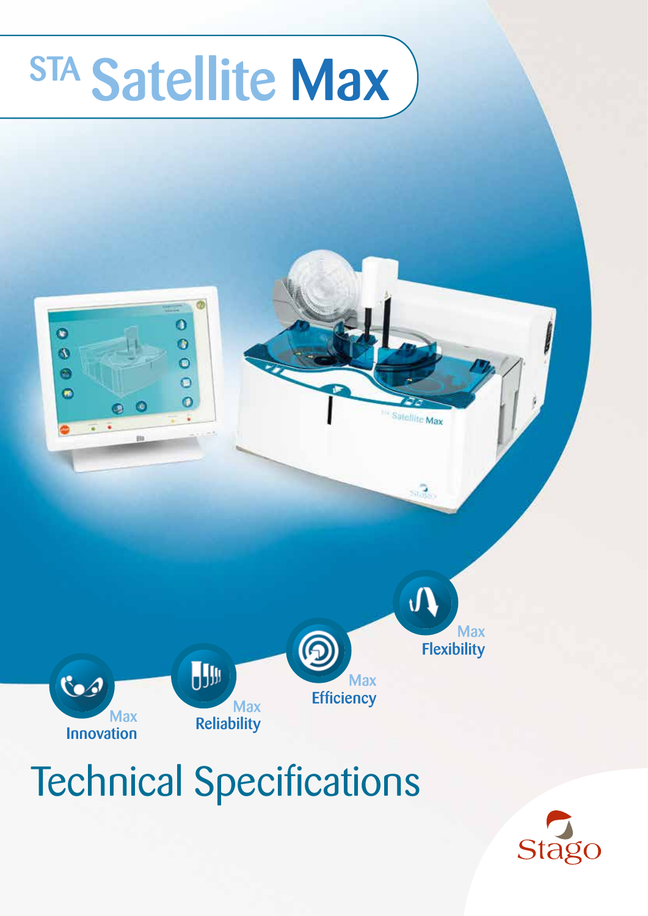# STA Satellite Max

**Max Innovation**

**Max Reliability**

**Max Efficiency**

**Max Flexibility**

## Technical Specifications

Stago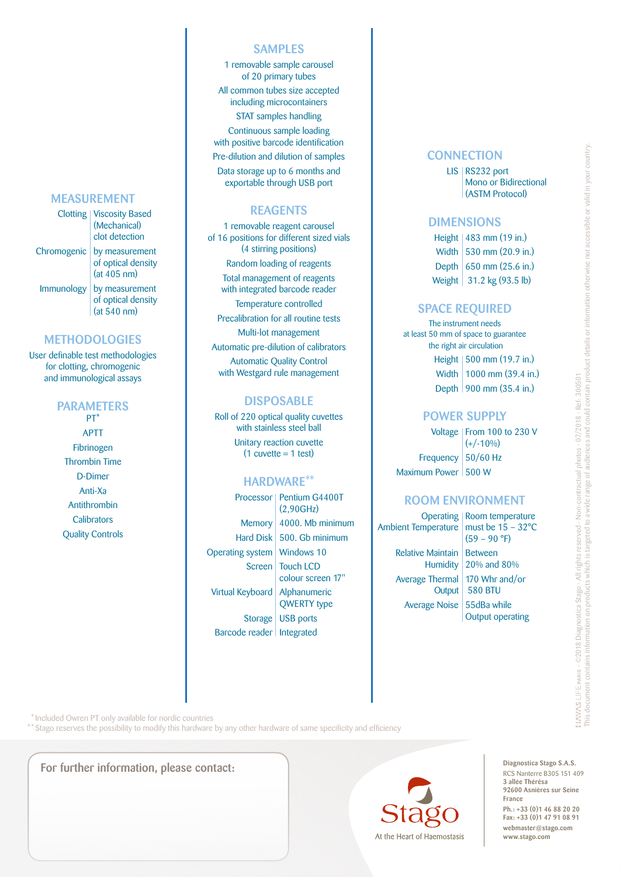## MEASUREMENT

| | |
|---|---|
| Clotting | Viscosity Based (Mechanical) clot detection |
| Chromogenic | by measurement of optical density (at 405 nm) |
| Immunology | by measurement of optical density (at 540 nm) |

## METHODOLOGIES

User definable test methodologies for clotting, chromogenic and immunological assays

## PARAMETERS

PT*
APTT
Fibrinogen
Thrombin Time
D-Dimer
Anti-Xa
Antithrombin
Calibrators
Quality Controls

## SAMPLES

1 removable sample carousel of 20 primary tubes

All common tubes size accepted including microcontainers

STAT samples handling

Continuous sample loading with positive barcode identification

Pre-dilution and dilution of samples

Data storage up to 6 months and exportable through USB port

## REAGENTS

1 removable reagent carousel of 16 positions for different sized vials (4 stirring positions)

Random loading of reagents

Total management of reagents with integrated barcode reader

Temperature controlled

Precalibration for all routine tests

Multi-lot management

Automatic pre-dilution of calibrators

Automatic Quality Control with Westgard rule management

## DISPOSABLE

Roll of 220 optical quality cuvettes with stainless steel ball

Unitary reaction cuvette (1 cuvette = 1 test)

## HARDWARE**

| | |
|---|---|
| Processor | Pentium G4400T (2,90GHz) |
| Memory | 4000. Mb minimum |
| Hard Disk | 500. Gb minimum |
| Operating system | Windows 10 |
| Screen | Touch LCD colour screen 17" |
| Virtual Keyboard | Alphanumeric QWERTY type |
| Storage | USB ports |
| Barcode reader | Integrated |

## CONNECTION

| | |
|---|---|
| LIS | RS232 port Mono or Bidirectional (ASTM Protocol) |

## DIMENSIONS

| | |
|---|---|
| Height | 483 mm (19 in.) |
| Width | 530 mm (20.9 in.) |
| Depth | 650 mm (25.6 in.) |
| Weight | 31.2 kg (93.5 lb) |

## SPACE REQUIRED

The instrument needs at least 50 mm of space to guarantee the right air circulation

| | |
|---|---|
| Height | 500 mm (19.7 in.) |
| Width | 1000 mm (39.4 in.) |
| Depth | 900 mm (35.4 in.) |

## POWER SUPPLY

| | |
|---|---|
| Voltage | From 100 to 230 V (+/-10%) |
| Frequency | 50/60 Hz |
| Maximum Power | 500 W |

## ROOM ENVIRONMENT

| | |
|---|---|
| Operating Ambient Temperature | Room temperature must be 15 – 32°C (59 – 90 °F) |
| Relative Maintain Humidity | Between 20% and 80% |
| Average Thermal Output | 170 Whr and/or 580 BTU |
| Average Noise | 55dBa while Output operating |

*Included Owren PT only available for nordic countries

**Stago reserves the possibility to modify this hardware by any other hardware of same specificity and efficiency

For further information, please contact:

Stago
At the Heart of Haemostasis

**Diagnostica Stago S.A.S.**
RCS Nanterre B305 151 409
3 allée Thérésa
92600 Asnières sur Seine
France
Ph.: +33 (0)1 46 88 20 20
Fax: +33 (0)1 47 91 08 91
webmaster@stago.com
www.stago.com

HAVAS LIFE PARIS - ©2018 Diagnostica Stago - All rights reserved - Non-contractual photos - 07/2018 - Ref: 300501
This document contains information on products which is targeted to a wide range of audiences and could contain product details or information otherwise not accessible or valid in your country.